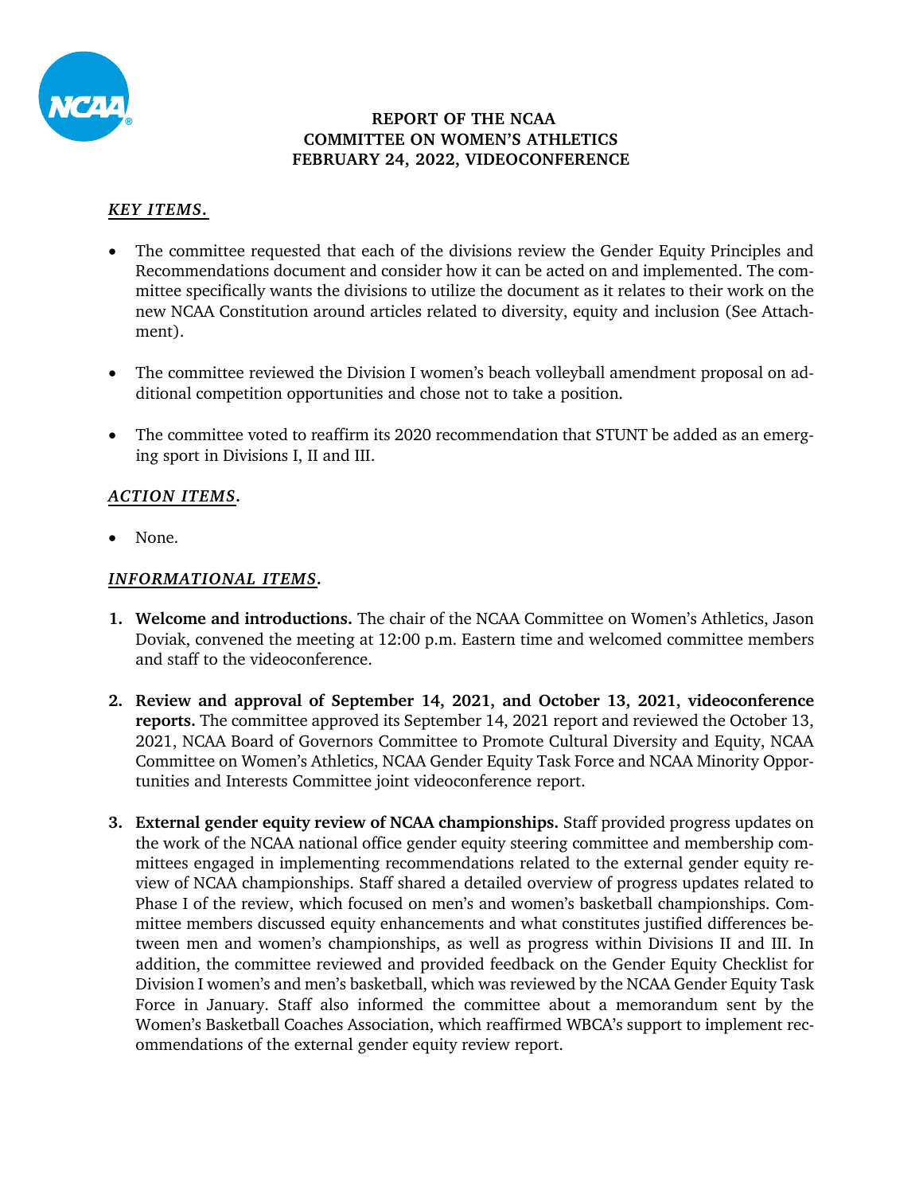# REPORT OF THE NCAA COMMITTEE ON WOMEN'S ATHLETICS FEBRUARY 24, 2022, VIDEOCONFERENCE

## *KEY ITEMS.*

- The committee requested that each of the divisions review the Gender Equity Principles and Recommendations document and consider how it can be acted on and implemented. The committee specifically wants the divisions to utilize the document as it relates to their work on the new NCAA Constitution around articles related to diversity, equity and inclusion (See Attachment).

- The committee reviewed the Division I women's beach volleyball amendment proposal on additional competition opportunities and chose not to take a position.

- The committee voted to reaffirm its 2020 recommendation that STUNT be added as an emerging sport in Divisions I, II and III.

## *ACTION ITEMS.*

- None.

## *INFORMATIONAL ITEMS.*

1. **Welcome and introductions.** The chair of the NCAA Committee on Women's Athletics, Jason Doviak, convened the meeting at 12:00 p.m. Eastern time and welcomed committee members and staff to the videoconference.

2. **Review and approval of September 14, 2021, and October 13, 2021, videoconference reports.** The committee approved its September 14, 2021 report and reviewed the October 13, 2021, NCAA Board of Governors Committee to Promote Cultural Diversity and Equity, NCAA Committee on Women's Athletics, NCAA Gender Equity Task Force and NCAA Minority Opportunities and Interests Committee joint videoconference report.

3. **External gender equity review of NCAA championships.** Staff provided progress updates on the work of the NCAA national office gender equity steering committee and membership committees engaged in implementing recommendations related to the external gender equity review of NCAA championships. Staff shared a detailed overview of progress updates related to Phase I of the review, which focused on men's and women's basketball championships. Committee members discussed equity enhancements and what constitutes justified differences between men and women's championships, as well as progress within Divisions II and III. In addition, the committee reviewed and provided feedback on the Gender Equity Checklist for Division I women's and men's basketball, which was reviewed by the NCAA Gender Equity Task Force in January. Staff also informed the committee about a memorandum sent by the Women's Basketball Coaches Association, which reaffirmed WBCA's support to implement recommendations of the external gender equity review report.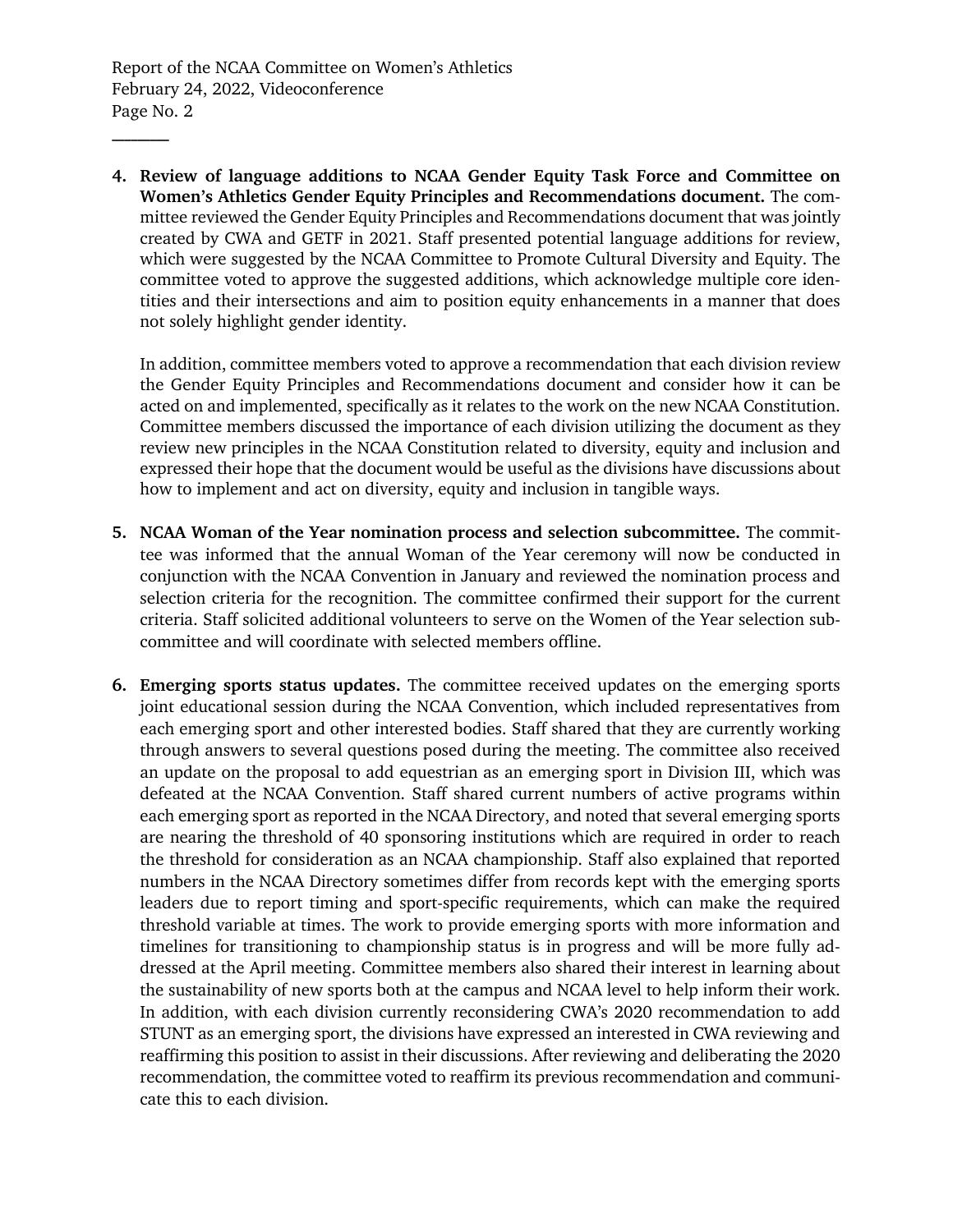4. **Review of language additions to NCAA Gender Equity Task Force and Committee on Women's Athletics Gender Equity Principles and Recommendations document.** The committee reviewed the Gender Equity Principles and Recommendations document that was jointly created by CWA and GETF in 2021. Staff presented potential language additions for review, which were suggested by the NCAA Committee to Promote Cultural Diversity and Equity. The committee voted to approve the suggested additions, which acknowledge multiple core identities and their intersections and aim to position equity enhancements in a manner that does not solely highlight gender identity.

   In addition, committee members voted to approve a recommendation that each division review the Gender Equity Principles and Recommendations document and consider how it can be acted on and implemented, specifically as it relates to the work on the new NCAA Constitution. Committee members discussed the importance of each division utilizing the document as they review new principles in the NCAA Constitution related to diversity, equity and inclusion and expressed their hope that the document would be useful as the divisions have discussions about how to implement and act on diversity, equity and inclusion in tangible ways.

5. **NCAA Woman of the Year nomination process and selection subcommittee.** The committee was informed that the annual Woman of the Year ceremony will now be conducted in conjunction with the NCAA Convention in January and reviewed the nomination process and selection criteria for the recognition. The committee confirmed their support for the current criteria. Staff solicited additional volunteers to serve on the Women of the Year selection subcommittee and will coordinate with selected members offline.

6. **Emerging sports status updates.** The committee received updates on the emerging sports joint educational session during the NCAA Convention, which included representatives from each emerging sport and other interested bodies. Staff shared that they are currently working through answers to several questions posed during the meeting. The committee also received an update on the proposal to add equestrian as an emerging sport in Division III, which was defeated at the NCAA Convention. Staff shared current numbers of active programs within each emerging sport as reported in the NCAA Directory, and noted that several emerging sports are nearing the threshold of 40 sponsoring institutions which are required in order to reach the threshold for consideration as an NCAA championship. Staff also explained that reported numbers in the NCAA Directory sometimes differ from records kept with the emerging sports leaders due to report timing and sport-specific requirements, which can make the required threshold variable at times. The work to provide emerging sports with more information and timelines for transitioning to championship status is in progress and will be more fully addressed at the April meeting. Committee members also shared their interest in learning about the sustainability of new sports both at the campus and NCAA level to help inform their work. In addition, with each division currently reconsidering CWA's 2020 recommendation to add STUNT as an emerging sport, the divisions have expressed an interested in CWA reviewing and reaffirming this position to assist in their discussions. After reviewing and deliberating the 2020 recommendation, the committee voted to reaffirm its previous recommendation and communicate this to each division.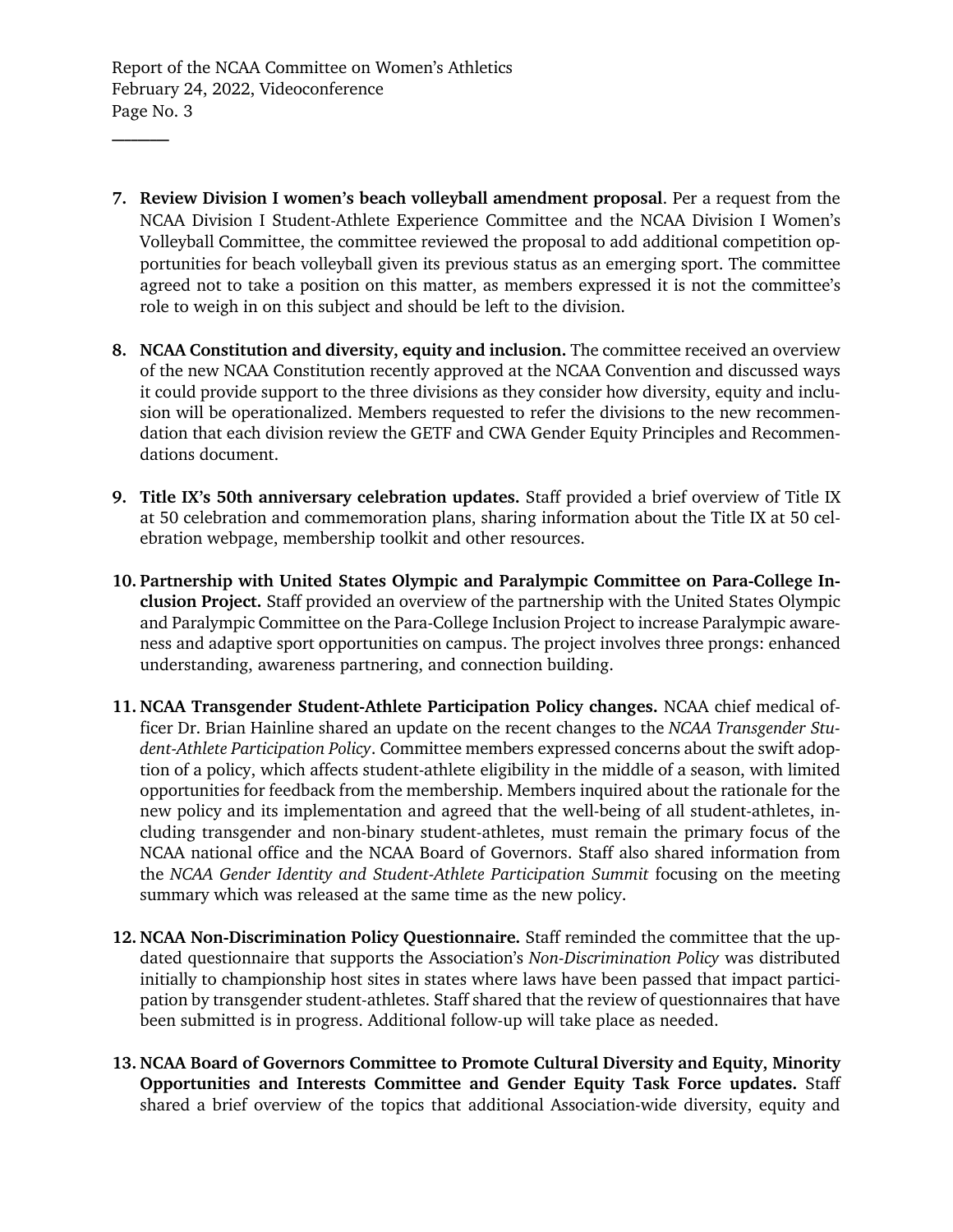7. **Review Division I women's beach volleyball amendment proposal**. Per a request from the NCAA Division I Student-Athlete Experience Committee and the NCAA Division I Women's Volleyball Committee, the committee reviewed the proposal to add additional competition opportunities for beach volleyball given its previous status as an emerging sport. The committee agreed not to take a position on this matter, as members expressed it is not the committee's role to weigh in on this subject and should be left to the division.

8. **NCAA Constitution and diversity, equity and inclusion.** The committee received an overview of the new NCAA Constitution recently approved at the NCAA Convention and discussed ways it could provide support to the three divisions as they consider how diversity, equity and inclusion will be operationalized. Members requested to refer the divisions to the new recommendation that each division review the GETF and CWA Gender Equity Principles and Recommendations document.

9. **Title IX's 50th anniversary celebration updates.** Staff provided a brief overview of Title IX at 50 celebration and commemoration plans, sharing information about the Title IX at 50 celebration webpage, membership toolkit and other resources.

10. **Partnership with United States Olympic and Paralympic Committee on Para-College Inclusion Project.** Staff provided an overview of the partnership with the United States Olympic and Paralympic Committee on the Para-College Inclusion Project to increase Paralympic awareness and adaptive sport opportunities on campus. The project involves three prongs: enhanced understanding, awareness partnering, and connection building.

11. **NCAA Transgender Student-Athlete Participation Policy changes.** NCAA chief medical officer Dr. Brian Hainline shared an update on the recent changes to the *NCAA Transgender Student-Athlete Participation Policy*. Committee members expressed concerns about the swift adoption of a policy, which affects student-athlete eligibility in the middle of a season, with limited opportunities for feedback from the membership. Members inquired about the rationale for the new policy and its implementation and agreed that the well-being of all student-athletes, including transgender and non-binary student-athletes, must remain the primary focus of the NCAA national office and the NCAA Board of Governors. Staff also shared information from the *NCAA Gender Identity and Student-Athlete Participation Summit* focusing on the meeting summary which was released at the same time as the new policy.

12. **NCAA Non-Discrimination Policy Questionnaire.** Staff reminded the committee that the updated questionnaire that supports the Association's *Non-Discrimination Policy* was distributed initially to championship host sites in states where laws have been passed that impact participation by transgender student-athletes. Staff shared that the review of questionnaires that have been submitted is in progress. Additional follow-up will take place as needed.

13. **NCAA Board of Governors Committee to Promote Cultural Diversity and Equity, Minority Opportunities and Interests Committee and Gender Equity Task Force updates.** Staff shared a brief overview of the topics that additional Association-wide diversity, equity and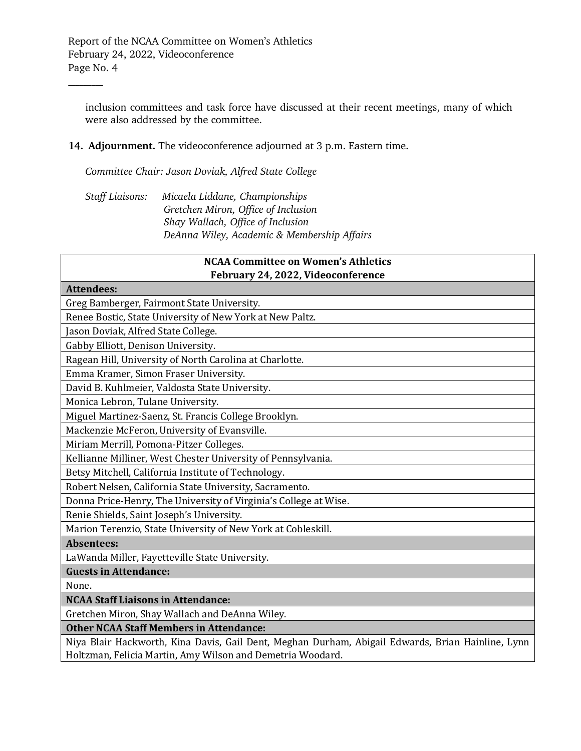inclusion committees and task force have discussed at their recent meetings, many of which were also addressed by the committee.

14. **Adjournment.** The videoconference adjourned at 3 p.m. Eastern time.

*Committee Chair: Jason Doviak, Alfred State College*

*Staff Liaisons: Micaela Liddane, Championships*
*Gretchen Miron, Office of Inclusion*
*Shay Wallach, Office of Inclusion*
*DeAnna Wiley, Academic & Membership Affairs*

| **NCAA Committee on Women's Athletics February 24, 2022, Videoconference** |
|---|
| **Attendees:** |
| Greg Bamberger, Fairmont State University. |
| Renee Bostic, State University of New York at New Paltz. |
| Jason Doviak, Alfred State College. |
| Gabby Elliott, Denison University. |
| Ragean Hill, University of North Carolina at Charlotte. |
| Emma Kramer, Simon Fraser University. |
| David B. Kuhlmeier, Valdosta State University. |
| Monica Lebron, Tulane University. |
| Miguel Martinez-Saenz, St. Francis College Brooklyn. |
| Mackenzie McFeron, University of Evansville. |
| Miriam Merrill, Pomona-Pitzer Colleges. |
| Kellianne Milliner, West Chester University of Pennsylvania. |
| Betsy Mitchell, California Institute of Technology. |
| Robert Nelsen, California State University, Sacramento. |
| Donna Price-Henry, The University of Virginia's College at Wise. |
| Renie Shields, Saint Joseph's University. |
| Marion Terenzio, State University of New York at Cobleskill. |
| **Absentees:** |
| LaWanda Miller, Fayetteville State University. |
| **Guests in Attendance:** |
| None. |
| **NCAA Staff Liaisons in Attendance:** |
| Gretchen Miron, Shay Wallach and DeAnna Wiley. |
| **Other NCAA Staff Members in Attendance:** |
| Niya Blair Hackworth, Kina Davis, Gail Dent, Meghan Durham, Abigail Edwards, Brian Hainline, Lynn Holtzman, Felicia Martin, Amy Wilson and Demetria Woodard. |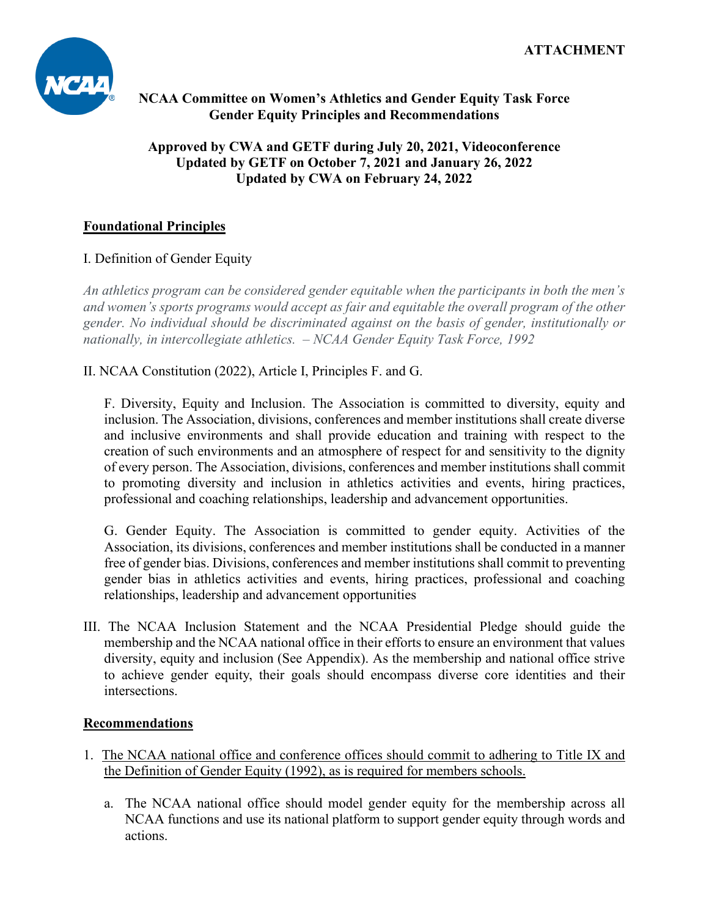**ATTACHMENT**

**NCAA Committee on Women's Athletics and Gender Equity Task Force**
**Gender Equity Principles and Recommendations**

**Approved by CWA and GETF during July 20, 2021, Videoconference**
**Updated by GETF on October 7, 2021 and January 26, 2022**
**Updated by CWA on February 24, 2022**

## Foundational Principles

I. Definition of Gender Equity

*An athletics program can be considered gender equitable when the participants in both the men's and women's sports programs would accept as fair and equitable the overall program of the other gender. No individual should be discriminated against on the basis of gender, institutionally or nationally, in intercollegiate athletics. – NCAA Gender Equity Task Force, 1992*

II. NCAA Constitution (2022), Article I, Principles F. and G.

F. Diversity, Equity and Inclusion. The Association is committed to diversity, equity and inclusion. The Association, divisions, conferences and member institutions shall create diverse and inclusive environments and shall provide education and training with respect to the creation of such environments and an atmosphere of respect for and sensitivity to the dignity of every person. The Association, divisions, conferences and member institutions shall commit to promoting diversity and inclusion in athletics activities and events, hiring practices, professional and coaching relationships, leadership and advancement opportunities.

G. Gender Equity. The Association is committed to gender equity. Activities of the Association, its divisions, conferences and member institutions shall be conducted in a manner free of gender bias. Divisions, conferences and member institutions shall commit to preventing gender bias in athletics activities and events, hiring practices, professional and coaching relationships, leadership and advancement opportunities

III. The NCAA Inclusion Statement and the NCAA Presidential Pledge should guide the membership and the NCAA national office in their efforts to ensure an environment that values diversity, equity and inclusion (See Appendix). As the membership and national office strive to achieve gender equity, their goals should encompass diverse core identities and their intersections.

## Recommendations

1. <u>The NCAA national office and conference offices should commit to adhering to Title IX and the Definition of Gender Equity (1992), as is required for members schools.</u>

   a. The NCAA national office should model gender equity for the membership across all NCAA functions and use its national platform to support gender equity through words and actions.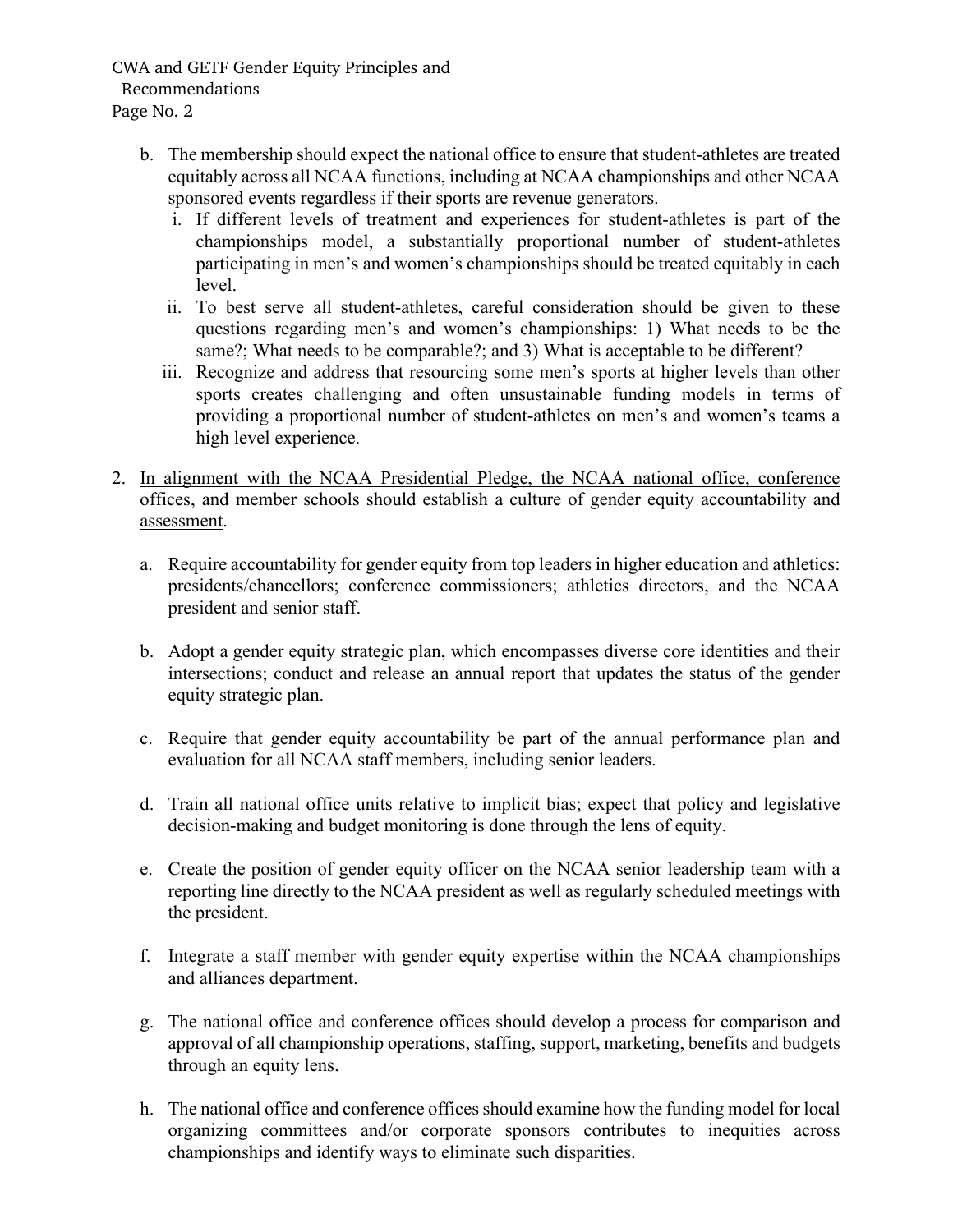b. The membership should expect the national office to ensure that student-athletes are treated equitably across all NCAA functions, including at NCAA championships and other NCAA sponsored events regardless if their sports are revenue generators.

   i. If different levels of treatment and experiences for student-athletes is part of the championships model, a substantially proportional number of student-athletes participating in men's and women's championships should be treated equitably in each level.

   ii. To best serve all student-athletes, careful consideration should be given to these questions regarding men's and women's championships: 1) What needs to be the same?; What needs to be comparable?; and 3) What is acceptable to be different?

   iii. Recognize and address that resourcing some men's sports at higher levels than other sports creates challenging and often unsustainable funding models in terms of providing a proportional number of student-athletes on men's and women's teams a high level experience.

2. <u>In alignment with the NCAA Presidential Pledge, the NCAA national office, conference offices, and member schools should establish a culture of gender equity accountability and assessment</u>.

   a. Require accountability for gender equity from top leaders in higher education and athletics: presidents/chancellors; conference commissioners; athletics directors, and the NCAA president and senior staff.

   b. Adopt a gender equity strategic plan, which encompasses diverse core identities and their intersections; conduct and release an annual report that updates the status of the gender equity strategic plan.

   c. Require that gender equity accountability be part of the annual performance plan and evaluation for all NCAA staff members, including senior leaders.

   d. Train all national office units relative to implicit bias; expect that policy and legislative decision-making and budget monitoring is done through the lens of equity.

   e. Create the position of gender equity officer on the NCAA senior leadership team with a reporting line directly to the NCAA president as well as regularly scheduled meetings with the president.

   f. Integrate a staff member with gender equity expertise within the NCAA championships and alliances department.

   g. The national office and conference offices should develop a process for comparison and approval of all championship operations, staffing, support, marketing, benefits and budgets through an equity lens.

   h. The national office and conference offices should examine how the funding model for local organizing committees and/or corporate sponsors contributes to inequities across championships and identify ways to eliminate such disparities.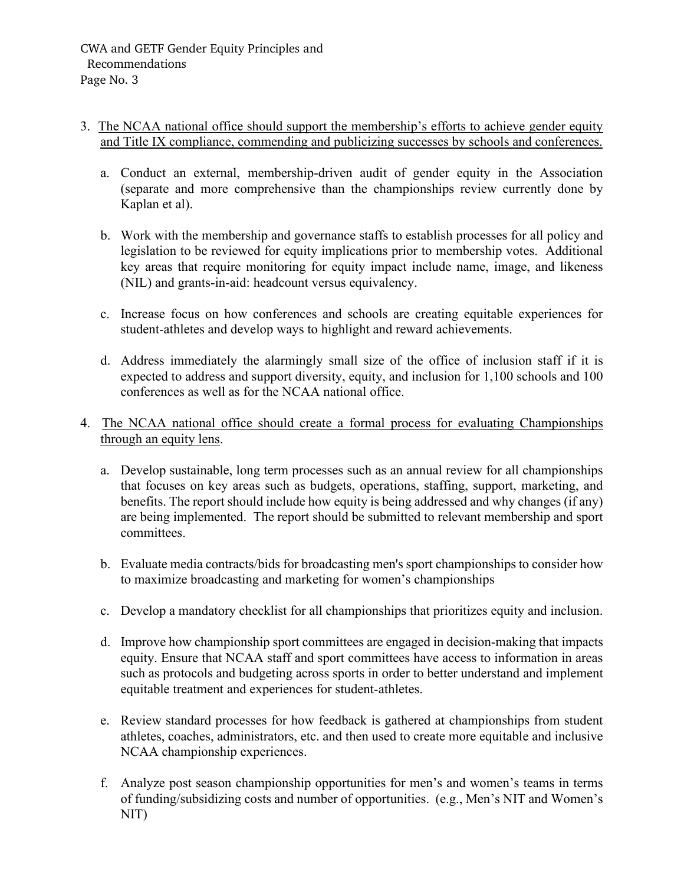3. <u>The NCAA national office should support the membership's efforts to achieve gender equity and Title IX compliance, commending and publicizing successes by schools and conferences.</u>

    a. Conduct an external, membership-driven audit of gender equity in the Association (separate and more comprehensive than the championships review currently done by Kaplan et al).

    b. Work with the membership and governance staffs to establish processes for all policy and legislation to be reviewed for equity implications prior to membership votes. Additional key areas that require monitoring for equity impact include name, image, and likeness (NIL) and grants-in-aid: headcount versus equivalency.

    c. Increase focus on how conferences and schools are creating equitable experiences for student-athletes and develop ways to highlight and reward achievements.

    d. Address immediately the alarmingly small size of the office of inclusion staff if it is expected to address and support diversity, equity, and inclusion for 1,100 schools and 100 conferences as well as for the NCAA national office.

4. <u>The NCAA national office should create a formal process for evaluating Championships through an equity lens</u>.

    a. Develop sustainable, long term processes such as an annual review for all championships that focuses on key areas such as budgets, operations, staffing, support, marketing, and benefits. The report should include how equity is being addressed and why changes (if any) are being implemented. The report should be submitted to relevant membership and sport committees.

    b. Evaluate media contracts/bids for broadcasting men's sport championships to consider how to maximize broadcasting and marketing for women's championships

    c. Develop a mandatory checklist for all championships that prioritizes equity and inclusion.

    d. Improve how championship sport committees are engaged in decision-making that impacts equity. Ensure that NCAA staff and sport committees have access to information in areas such as protocols and budgeting across sports in order to better understand and implement equitable treatment and experiences for student-athletes.

    e. Review standard processes for how feedback is gathered at championships from student athletes, coaches, administrators, etc. and then used to create more equitable and inclusive NCAA championship experiences.

    f. Analyze post season championship opportunities for men's and women's teams in terms of funding/subsidizing costs and number of opportunities. (e.g., Men's NIT and Women's NIT)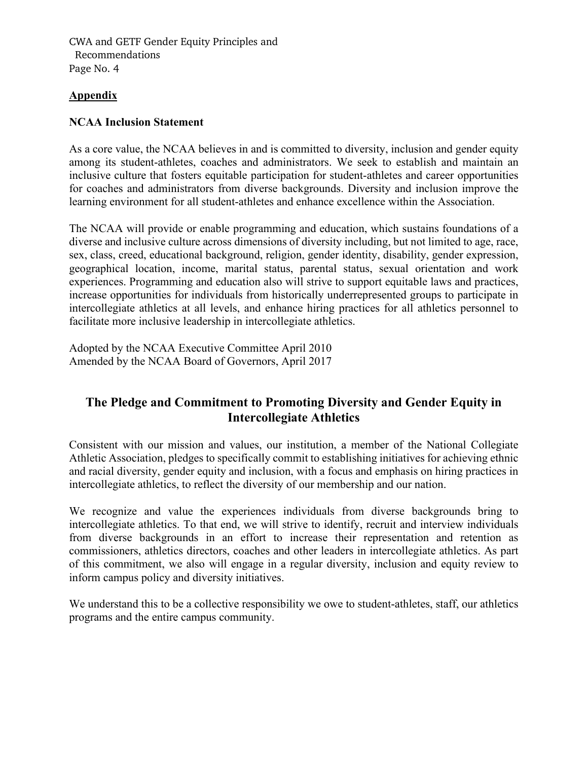## Appendix

### NCAA Inclusion Statement

As a core value, the NCAA believes in and is committed to diversity, inclusion and gender equity among its student-athletes, coaches and administrators. We seek to establish and maintain an inclusive culture that fosters equitable participation for student-athletes and career opportunities for coaches and administrators from diverse backgrounds. Diversity and inclusion improve the learning environment for all student-athletes and enhance excellence within the Association.

The NCAA will provide or enable programming and education, which sustains foundations of a diverse and inclusive culture across dimensions of diversity including, but not limited to age, race, sex, class, creed, educational background, religion, gender identity, disability, gender expression, geographical location, income, marital status, parental status, sexual orientation and work experiences. Programming and education also will strive to support equitable laws and practices, increase opportunities for individuals from historically underrepresented groups to participate in intercollegiate athletics at all levels, and enhance hiring practices for all athletics personnel to facilitate more inclusive leadership in intercollegiate athletics.

Adopted by the NCAA Executive Committee April 2010
Amended by the NCAA Board of Governors, April 2017

## The Pledge and Commitment to Promoting Diversity and Gender Equity in Intercollegiate Athletics

Consistent with our mission and values, our institution, a member of the National Collegiate Athletic Association, pledges to specifically commit to establishing initiatives for achieving ethnic and racial diversity, gender equity and inclusion, with a focus and emphasis on hiring practices in intercollegiate athletics, to reflect the diversity of our membership and our nation.

We recognize and value the experiences individuals from diverse backgrounds bring to intercollegiate athletics. To that end, we will strive to identify, recruit and interview individuals from diverse backgrounds in an effort to increase their representation and retention as commissioners, athletics directors, coaches and other leaders in intercollegiate athletics. As part of this commitment, we also will engage in a regular diversity, inclusion and equity review to inform campus policy and diversity initiatives.

We understand this to be a collective responsibility we owe to student-athletes, staff, our athletics programs and the entire campus community.